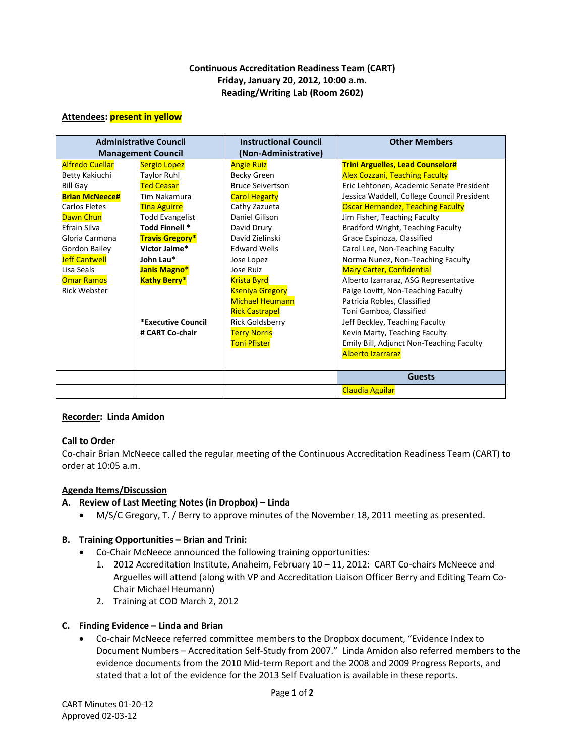**Continuous Accreditation Readiness Team (CART)**
**Friday, January 20, 2012, 10:00 a.m.**
**Reading/Writing Lab (Room 2602)**

**Attendees: present in yellow**

| Administrative Council Management Council | | Instructional Council (Non-Administrative) | Other Members |
|---|---|---|---|
| Alfredo Cuellar | Sergio Lopez | Angie Ruiz | **Trini Arguelles, Lead Counselor#** |
| Betty Kakiuchi | Taylor Ruhl | Becky Green | Alex Cozzani, Teaching Faculty |
| Bill Gay | Ted Ceasar | Bruce Seivertson | Eric Lehtonen, Academic Senate President |
| **Brian McNeece#** | Tim Nakamura | Carol Hegarty | Jessica Waddell, College Council President |
| Carlos Fletes | Tina Aguirre | Cathy Zazueta | Oscar Hernandez, Teaching Faculty |
| Dawn Chun | Todd Evangelist | Daniel Gilison | Jim Fisher, Teaching Faculty |
| Efrain Silva | **Todd Finnell \*** | David Drury | Bradford Wright, Teaching Faculty |
| Gloria Carmona | **Travis Gregory\*** | David Zielinski | Grace Espinoza, Classified |
| Gordon Bailey | **Victor Jaime\*** | Edward Wells | Carol Lee, Non-Teaching Faculty |
| Jeff Cantwell | **John Lau\*** | Jose Lopez | Norma Nunez, Non-Teaching Faculty |
| Lisa Seals | **Janis Magno\*** | Jose Ruiz | Mary Carter, Confidential |
| Omar Ramos | **Kathy Berry\*** | Krista Byrd | Alberto Izarraraz, ASG Representative |
| Rick Webster | | Kseniya Gregory | Paige Lovitt, Non-Teaching Faculty |
| | | Michael Heumann | Patricia Robles, Classified |
| | | Rick Castrapel | Toni Gamboa, Classified |
| | **\*Executive Council** | Rick Goldsberry | Jeff Beckley, Teaching Faculty |
| | **# CART Co-chair** | Terry Norris | Kevin Marty, Teaching Faculty |
| | | Toni Pfister | Emily Bill, Adjunct Non-Teaching Faculty |
| | | | Alberto Izarraraz |
| | | | **Guests** |
| | | | Claudia Aguilar |

**Recorder: Linda Amidon**

**Call to Order**

Co-chair Brian McNeece called the regular meeting of the Continuous Accreditation Readiness Team (CART) to order at 10:05 a.m.

**Agenda Items/Discussion**

**A. Review of Last Meeting Notes (in Dropbox) – Linda**

- M/S/C Gregory, T. / Berry to approve minutes of the November 18, 2011 meeting as presented.

**B. Training Opportunities – Brian and Trini:**

- Co-Chair McNeece announced the following training opportunities:
  1. 2012 Accreditation Institute, Anaheim, February 10 – 11, 2012: CART Co-chairs McNeece and Arguelles will attend (along with VP and Accreditation Liaison Officer Berry and Editing Team Co-Chair Michael Heumann)
  2. Training at COD March 2, 2012

**C. Finding Evidence – Linda and Brian**

- Co-chair McNeece referred committee members to the Dropbox document, "Evidence Index to Document Numbers – Accreditation Self-Study from 2007." Linda Amidon also referred members to the evidence documents from the 2010 Mid-term Report and the 2008 and 2009 Progress Reports, and stated that a lot of the evidence for the 2013 Self Evaluation is available in these reports.

CART Minutes 01-20-12
Approved 02-03-12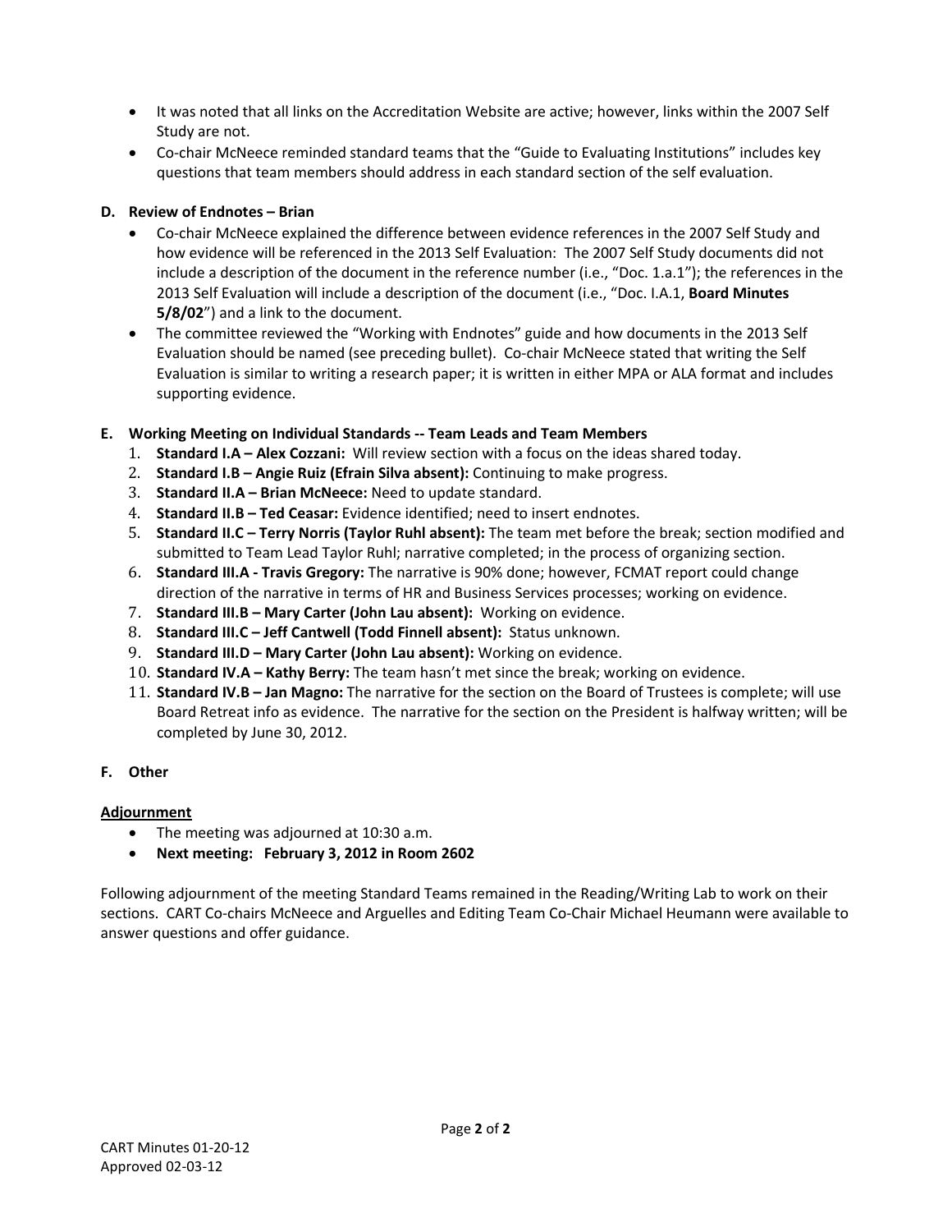- It was noted that all links on the Accreditation Website are active; however, links within the 2007 Self Study are not.
- Co-chair McNeece reminded standard teams that the "Guide to Evaluating Institutions" includes key questions that team members should address in each standard section of the self evaluation.

**D. Review of Endnotes – Brian**

- Co-chair McNeece explained the difference between evidence references in the 2007 Self Study and how evidence will be referenced in the 2013 Self Evaluation: The 2007 Self Study documents did not include a description of the document in the reference number (i.e., "Doc. 1.a.1"); the references in the 2013 Self Evaluation will include a description of the document (i.e., "Doc. I.A.1, **Board Minutes 5/8/02**") and a link to the document.
- The committee reviewed the "Working with Endnotes" guide and how documents in the 2013 Self Evaluation should be named (see preceding bullet). Co-chair McNeece stated that writing the Self Evaluation is similar to writing a research paper; it is written in either MPA or ALA format and includes supporting evidence.

**E. Working Meeting on Individual Standards -- Team Leads and Team Members**

1. **Standard I.A – Alex Cozzani:** Will review section with a focus on the ideas shared today.
2. **Standard I.B – Angie Ruiz (Efrain Silva absent):** Continuing to make progress.
3. **Standard II.A – Brian McNeece:** Need to update standard.
4. **Standard II.B – Ted Ceasar:** Evidence identified; need to insert endnotes.
5. **Standard II.C – Terry Norris (Taylor Ruhl absent):** The team met before the break; section modified and submitted to Team Lead Taylor Ruhl; narrative completed; in the process of organizing section.
6. **Standard III.A - Travis Gregory:** The narrative is 90% done; however, FCMAT report could change direction of the narrative in terms of HR and Business Services processes; working on evidence.
7. **Standard III.B – Mary Carter (John Lau absent):** Working on evidence.
8. **Standard III.C – Jeff Cantwell (Todd Finnell absent):** Status unknown.
9. **Standard III.D – Mary Carter (John Lau absent):** Working on evidence.
10. **Standard IV.A – Kathy Berry:** The team hasn't met since the break; working on evidence.
11. **Standard IV.B – Jan Magno:** The narrative for the section on the Board of Trustees is complete; will use Board Retreat info as evidence. The narrative for the section on the President is halfway written; will be completed by June 30, 2012.

**F. Other**

**Adjournment**

- The meeting was adjourned at 10:30 a.m.
- **Next meeting: February 3, 2012 in Room 2602**

Following adjournment of the meeting Standard Teams remained in the Reading/Writing Lab to work on their sections. CART Co-chairs McNeece and Arguelles and Editing Team Co-Chair Michael Heumann were available to answer questions and offer guidance.

CART Minutes 01-20-12
Approved 02-03-12